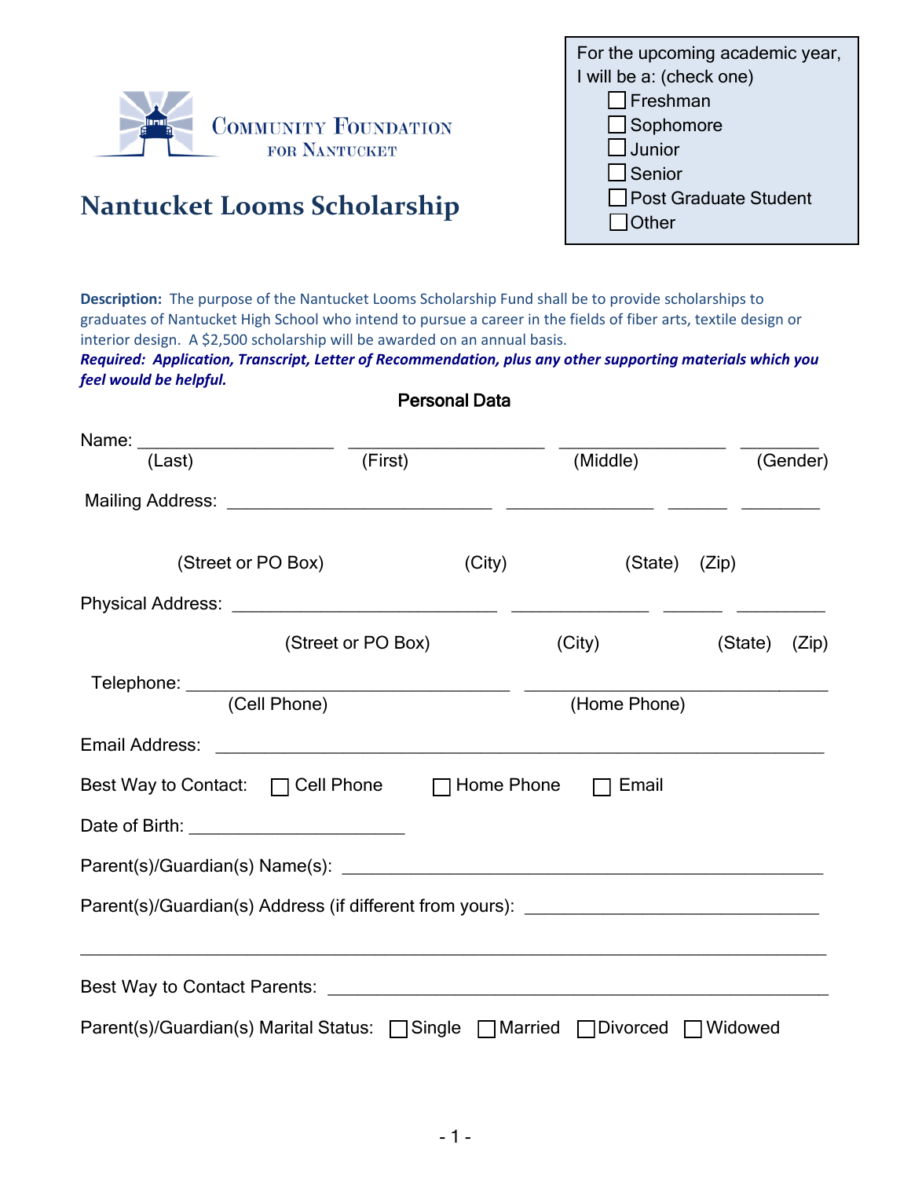Community Foundation for Nantucket

# Nantucket Looms Scholarship

For the upcoming academic year, I will be a: (check one)

- ☐ Freshman
- ☐ Sophomore
- ☐ Junior
- ☐ Senior
- ☐ Post Graduate Student
- ☐ Other

**Description:** The purpose of the Nantucket Looms Scholarship Fund shall be to provide scholarships to graduates of Nantucket High School who intend to pursue a career in the fields of fiber arts, textile design or interior design. A $2,500 scholarship will be awarded on an annual basis.

***Required: Application, Transcript, Letter of Recommendation, plus any other supporting materials which you feel would be helpful.***

## Personal Data

Name: ____________________ ____________________ __________________ ________
(Last) (First) (Middle) (Gender)

Mailing Address: ____________________________ _______________ ______ ________
(Street or PO Box) (City) (State) (Zip)

Physical Address: ____________________________ ______________ ______ _________
(Street or PO Box) (City) (State) (Zip)

Telephone: __________________________________ ________________________________
(Cell Phone) (Home Phone)

Email Address: _________________________________________________________________

Best Way to Contact: ☐ Cell Phone ☐ Home Phone ☐ Email

Date of Birth: ______________________

Parent(s)/Guardian(s) Name(s): __________________________________________________

Parent(s)/Guardian(s) Address (if different from yours): ______________________________

_______________________________________________________________________________

Best Way to Contact Parents: ____________________________________________________

Parent(s)/Guardian(s) Marital Status: ☐ Single ☐ Married ☐ Divorced ☐ Widowed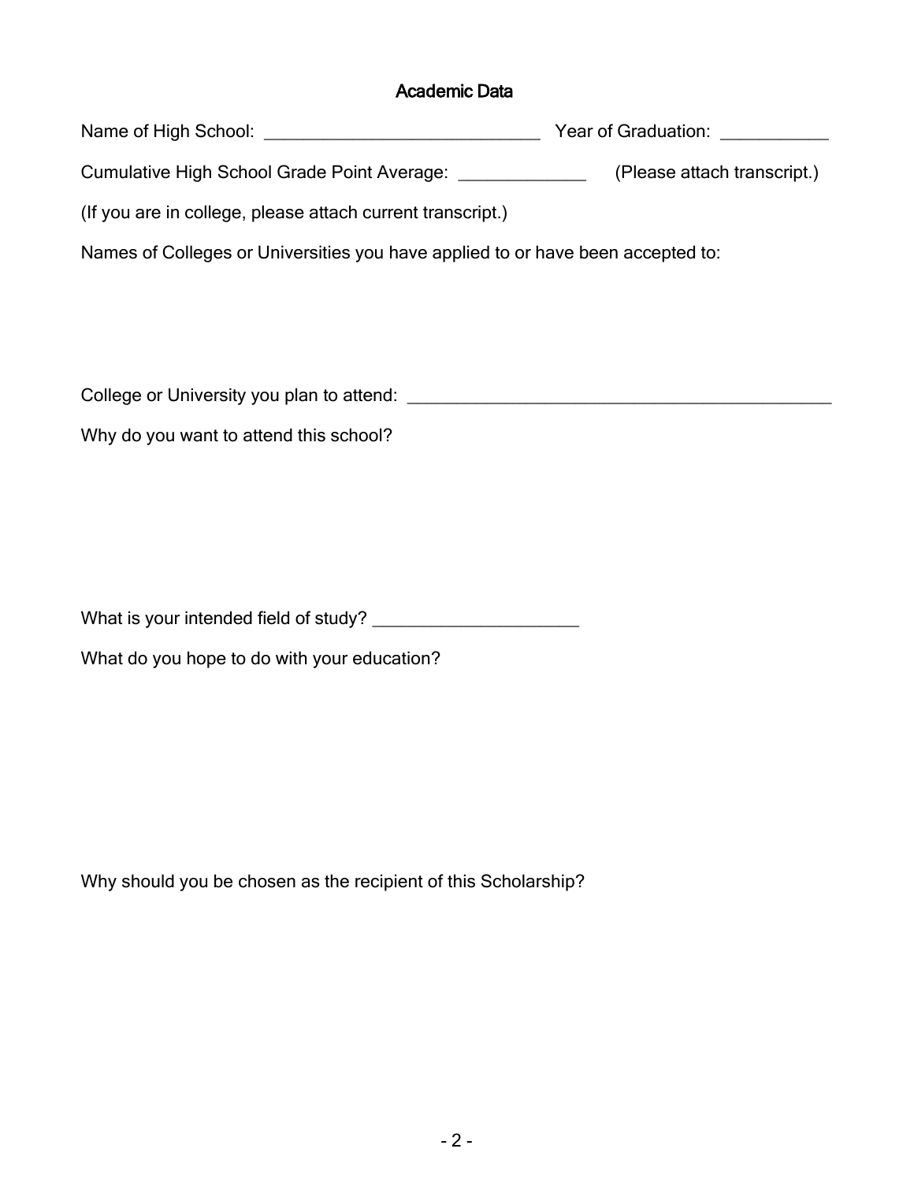## Academic Data

Name of High School: ______________________________ Year of Graduation: ___________

Cumulative High School Grade Point Average: _____________ (Please attach transcript.)

(If you are in college, please attach current transcript.)

Names of Colleges or Universities you have applied to or have been accepted to:

College or University you plan to attend: ______________________________________________

Why do you want to attend this school?

What is your intended field of study? ______________________

What do you hope to do with your education?

Why should you be chosen as the recipient of this Scholarship?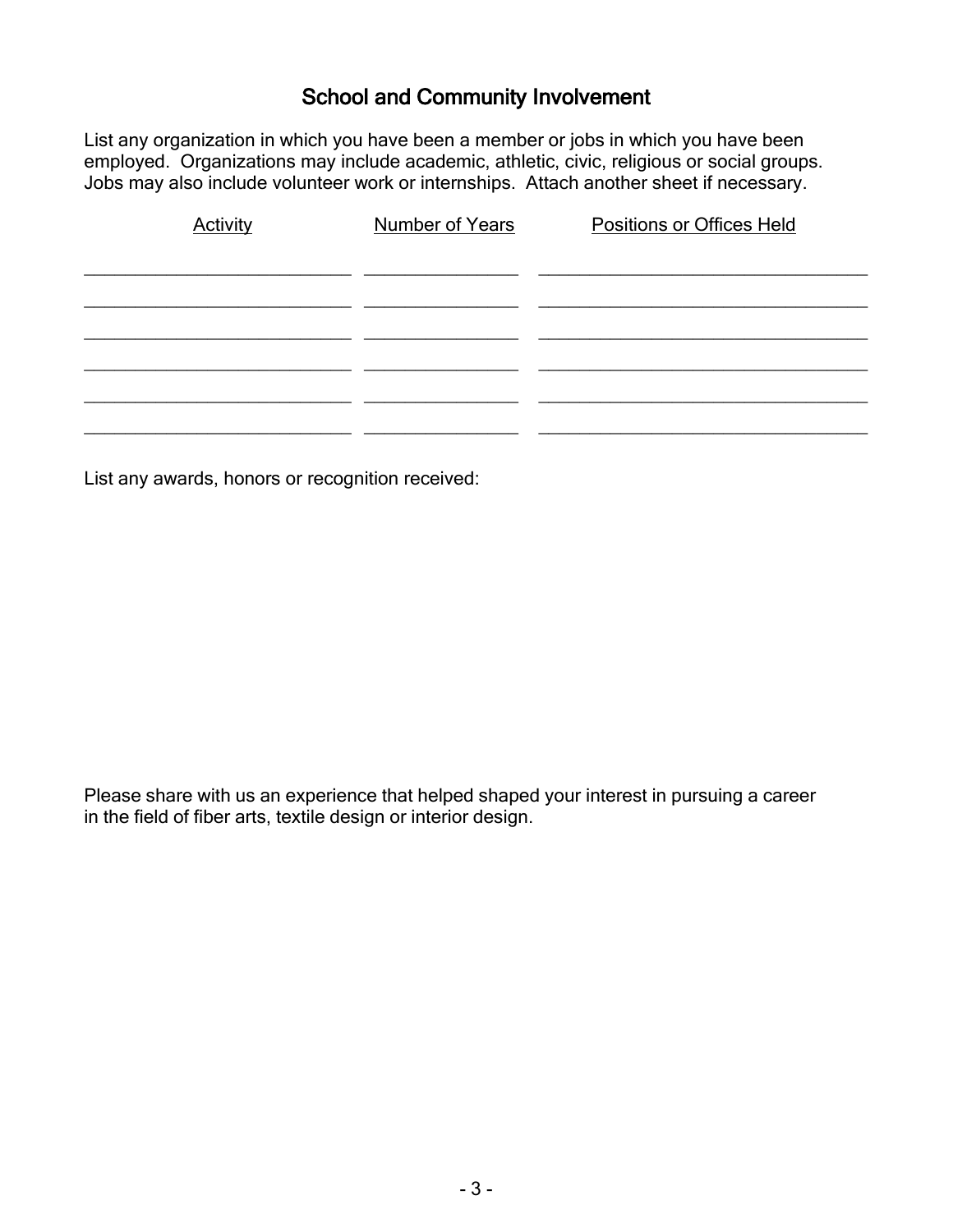## School and Community Involvement

List any organization in which you have been a member or jobs in which you have been employed. Organizations may include academic, athletic, civic, religious or social groups. Jobs may also include volunteer work or internships. Attach another sheet if necessary.

| Activity | Number of Years | Positions or Offices Held |
| --- | --- | --- |
| | | |
| | | |
| | | |
| | | |
| | | |
| | | |

List any awards, honors or recognition received:

Please share with us an experience that helped shaped your interest in pursuing a career in the field of fiber arts, textile design or interior design.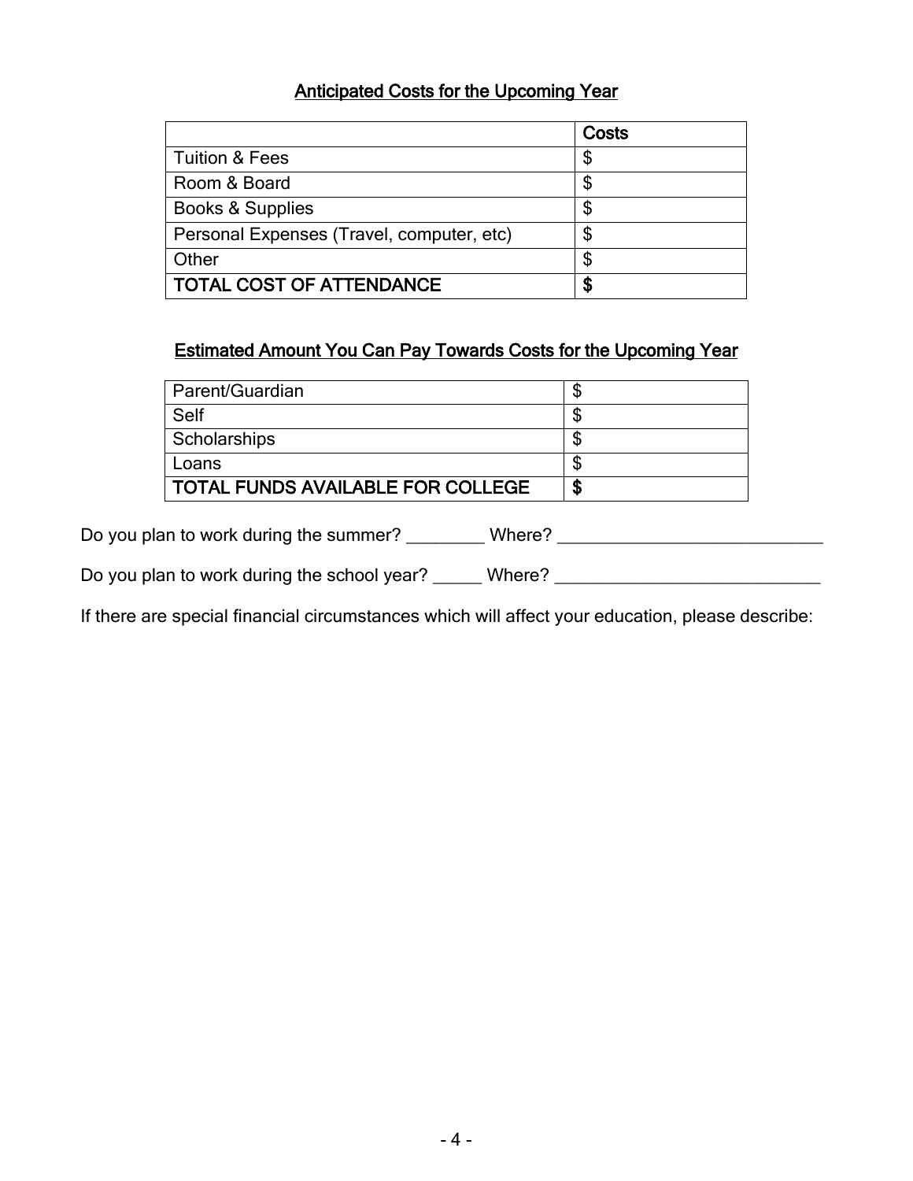## Anticipated Costs for the Upcoming Year

| | **Costs** |
|---|---|
| Tuition & Fees | $ |
| Room & Board | $ |
| Books & Supplies | $ |
| Personal Expenses (Travel, computer, etc) | $ |
| Other | $ |
| **TOTAL COST OF ATTENDANCE** | **$** |

## Estimated Amount You Can Pay Towards Costs for the Upcoming Year

| | |
|---|---|
| Parent/Guardian | $ |
| Self | $ |
| Scholarships | $ |
| Loans | $ |
| **TOTAL FUNDS AVAILABLE FOR COLLEGE** | **$** |

Do you plan to work during the summer? ________ Where? _____________________________

Do you plan to work during the school year? _____ Where? _____________________________

If there are special financial circumstances which will affect your education, please describe: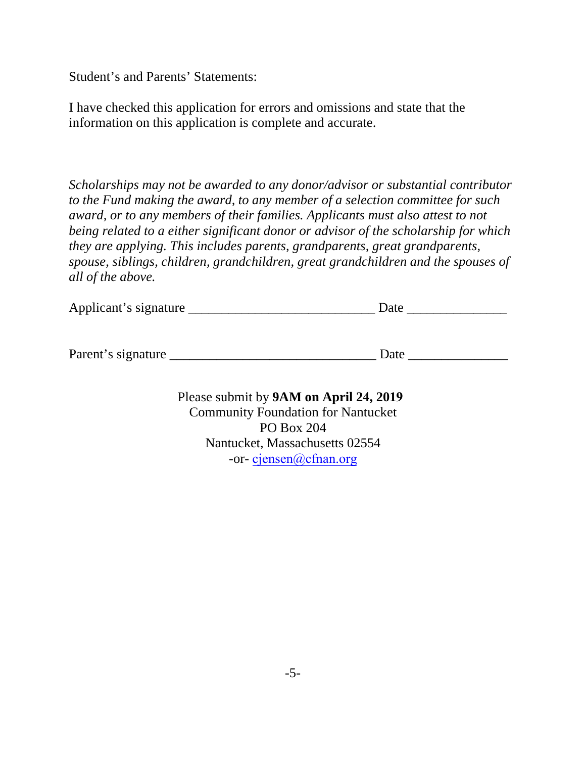Student's and Parents' Statements:

I have checked this application for errors and omissions and state that the information on this application is complete and accurate.

*Scholarships may not be awarded to any donor/advisor or substantial contributor to the Fund making the award, to any member of a selection committee for such award, or to any members of their families. Applicants must also attest to not being related to a either significant donor or advisor of the scholarship for which they are applying. This includes parents, grandparents, great grandparents, spouse, siblings, children, grandchildren, great grandchildren and the spouses of all of the above.*

Applicant's signature ____________________________ Date _______________

Parent's signature _______________________________ Date _______________

Please submit by **9AM on April 24, 2019**
Community Foundation for Nantucket
PO Box 204
Nantucket, Massachusetts 02554
-or- cjensen@cfnan.org